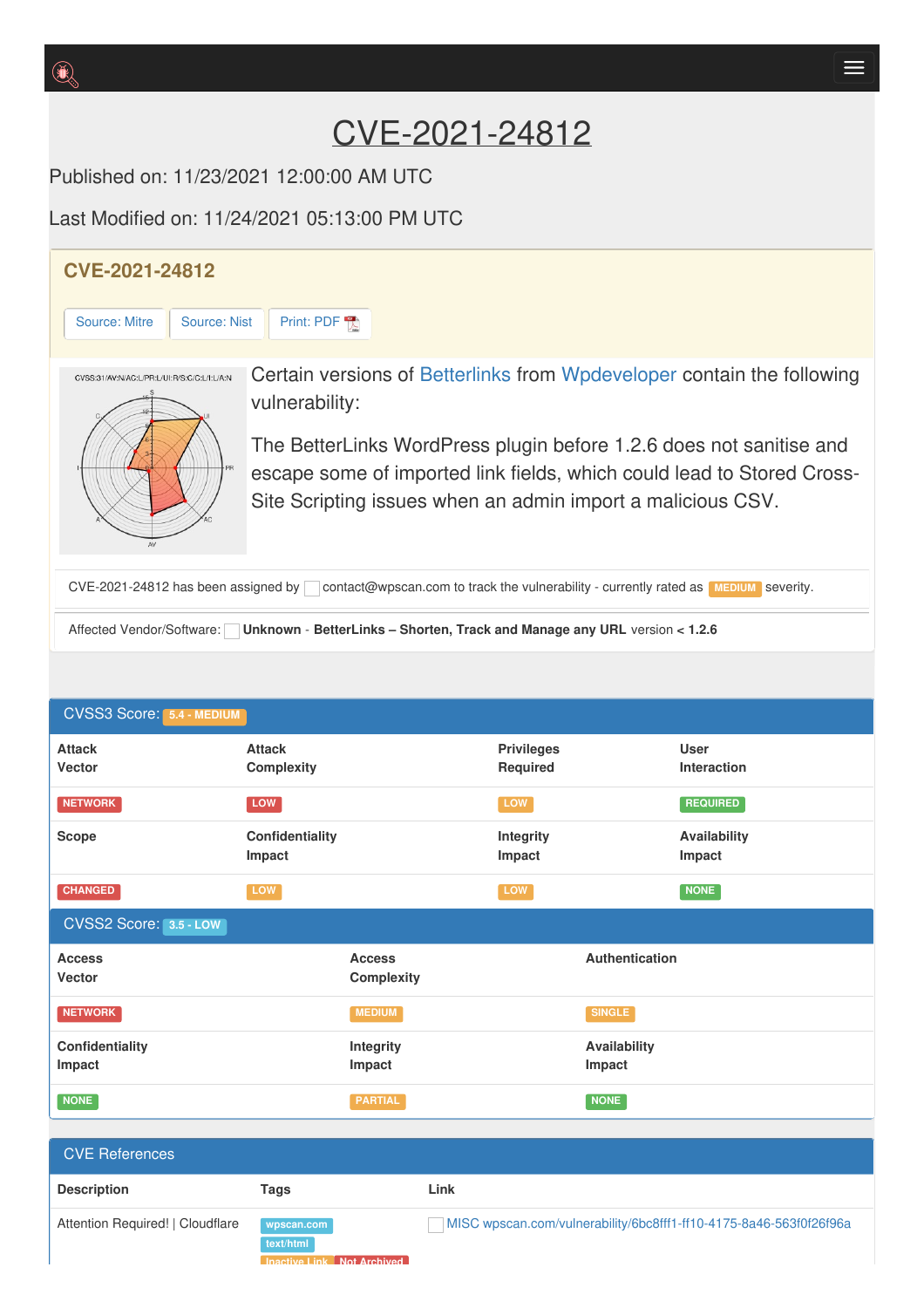# CVE-2021-24812

Published on: 11/23/2021 12:00:00 AM UTC

Last Modified on: 11/24/2021 05:13:00 PM UTC

## CVE-2021-24812

Source: Mitre | Source: Nist | Print: PDF

CVSS:3.1/AV:N/AC:L/PR:L/UI:R/S:C/C:L/I:L/A:N

Certain versions of Betterlinks from Wpdeveloper contain the following vulnerability:

The BetterLinks WordPress plugin before 1.2.6 does not sanitise and escape some of imported link fields, which could lead to Stored Cross-Site Scripting issues when an admin import a malicious CSV.

CVE-2021-24812 has been assigned by contact@wpscan.com to track the vulnerability - currently rated as MEDIUM severity.

Affected Vendor/Software: **Unknown** - **BetterLinks – Shorten, Track and Manage any URL** version < **1.2.6**

## CVSS3 Score: 5.4 - MEDIUM

| Attack Vector | Attack Complexity | Privileges Required | User Interaction |
|---|---|---|---|
| NETWORK | LOW | LOW | REQUIRED |
| **Scope** | **Confidentiality Impact** | **Integrity Impact** | **Availability Impact** |
| CHANGED | LOW | LOW | NONE |

## CVSS2 Score: 3.5 - LOW

| Access Vector | Access Complexity | Authentication |
|---|---|---|
| NETWORK | MEDIUM | SINGLE |
| **Confidentiality Impact** | **Integrity Impact** | **Availability Impact** |
| NONE | PARTIAL | NONE |

## CVE References

| Description | Tags | Link |
|---|---|---|
| Attention Required! \| Cloudflare | wpscan.com text/html Inactive Link Not Archived | MISC wpscan.com/vulnerability/6bc8fff1-ff10-4175-8a46-563f0f26f96a |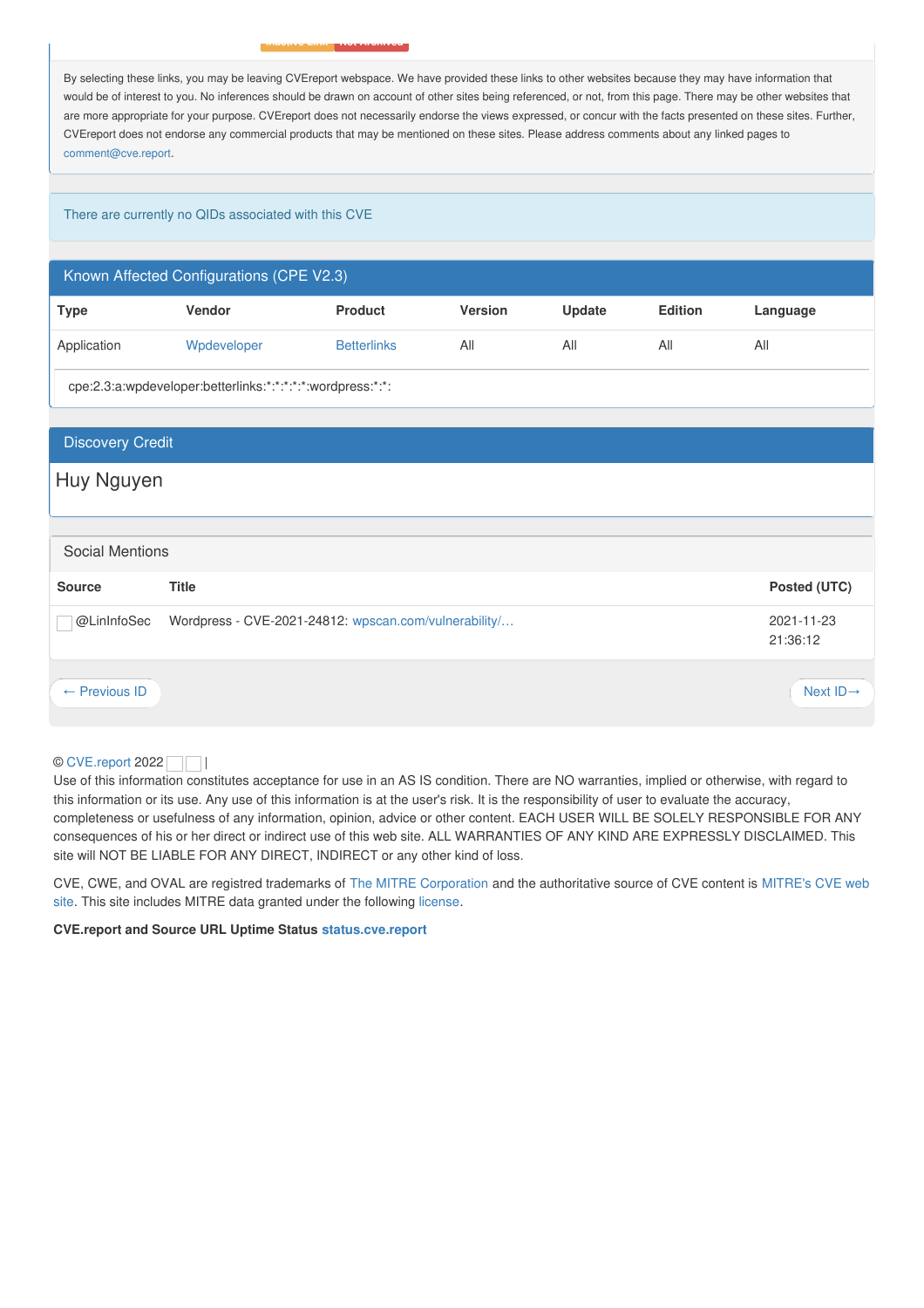By selecting these links, you may be leaving CVEreport webspace. We have provided these links to other websites because they may have information that would be of interest to you. No inferences should be drawn on account of other sites being referenced, or not, from this page. There may be other websites that are more appropriate for your purpose. CVEreport does not necessarily endorse the views expressed, or concur with the facts presented on these sites. Further, CVEreport does not endorse any commercial products that may be mentioned on these sites. Please address comments about any linked pages to comment@cve.report.

There are currently no QIDs associated with this CVE

## Known Affected Configurations (CPE V2.3)

| Type | Vendor | Product | Version | Update | Edition | Language |
|---|---|---|---|---|---|---|
| Application | Wpdeveloper | Betterlinks | All | All | All | All |

cpe:2.3:a:wpdeveloper:betterlinks:*:*:*:*:*:wordpress:*:*:

## Discovery Credit

Huy Nguyen

## Social Mentions

| Source | Title | Posted (UTC) |
|---|---|---|
| @LinInfoSec | Wordpress - CVE-2021-24812: wpscan.com/vulnerability/… | 2021-11-23 21:36:12 |

← Previous ID

Next ID→

© CVE.report 2022 |

Use of this information constitutes acceptance for use in an AS IS condition. There are NO warranties, implied or otherwise, with regard to this information or its use. Any use of this information is at the user's risk. It is the responsibility of user to evaluate the accuracy, completeness or usefulness of any information, opinion, advice or other content. EACH USER WILL BE SOLELY RESPONSIBLE FOR ANY consequences of his or her direct or indirect use of this web site. ALL WARRANTIES OF ANY KIND ARE EXPRESSLY DISCLAIMED. This site will NOT BE LIABLE FOR ANY DIRECT, INDIRECT or any other kind of loss.

CVE, CWE, and OVAL are registred trademarks of The MITRE Corporation and the authoritative source of CVE content is MITRE's CVE web site. This site includes MITRE data granted under the following license.

**CVE.report and Source URL Uptime Status status.cve.report**